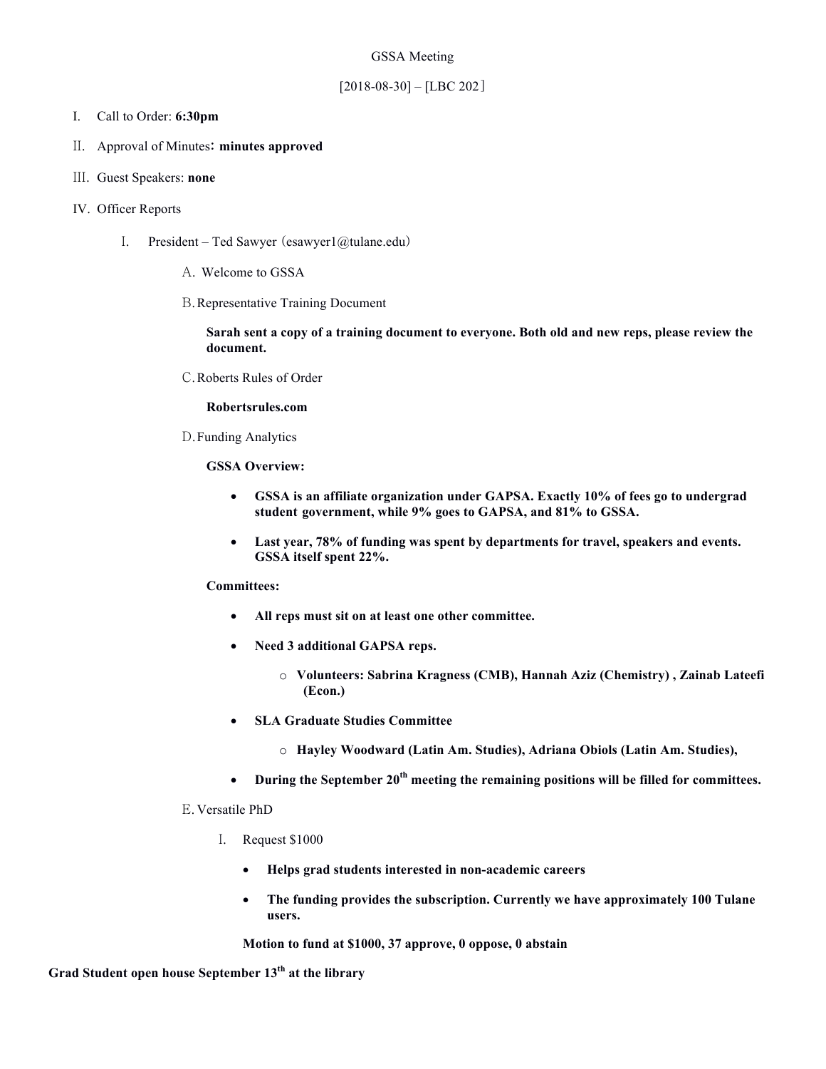GSSA Meeting

[2018-08-30] – [LBC 202]

I. Call to Order: **6:30pm**

II. Approval of Minutes: **minutes approved**

III. Guest Speakers: **none**

IV. Officer Reports

- I. President – Ted Sawyer (esawyer1@tulane.edu)

  - A. Welcome to GSSA

  - B. Representative Training Document

    **Sarah sent a copy of a training document to everyone. Both old and new reps, please review the document.**

  - C. Roberts Rules of Order

    **Robertsrules.com**

  - D. Funding Analytics

    **GSSA Overview:**

    - **GSSA is an affiliate organization under GAPSA. Exactly 10% of fees go to undergrad student government, while 9% goes to GAPSA, and 81% to GSSA.**
    - **Last year, 78% of funding was spent by departments for travel, speakers and events. GSSA itself spent 22%.**

    **Committees:**

    - **All reps must sit on at least one other committee.**
    - **Need 3 additional GAPSA reps.**
      - **Volunteers: Sabrina Kragness (CMB), Hannah Aziz (Chemistry) , Zainab Lateefi (Econ.)**
    - **SLA Graduate Studies Committee**
      - **Hayley Woodward (Latin Am. Studies), Adriana Obiols (Latin Am. Studies),**
    - **During the September 20th meeting the remaining positions will be filled for committees.**

  - E. Versatile PhD

    - I. Request $1000
      - **Helps grad students interested in non-academic careers**
      - **The funding provides the subscription. Currently we have approximately 100 Tulane users.**

      **Motion to fund at $1000, 37 approve, 0 oppose, 0 abstain**

**Grad Student open house September 13th at the library**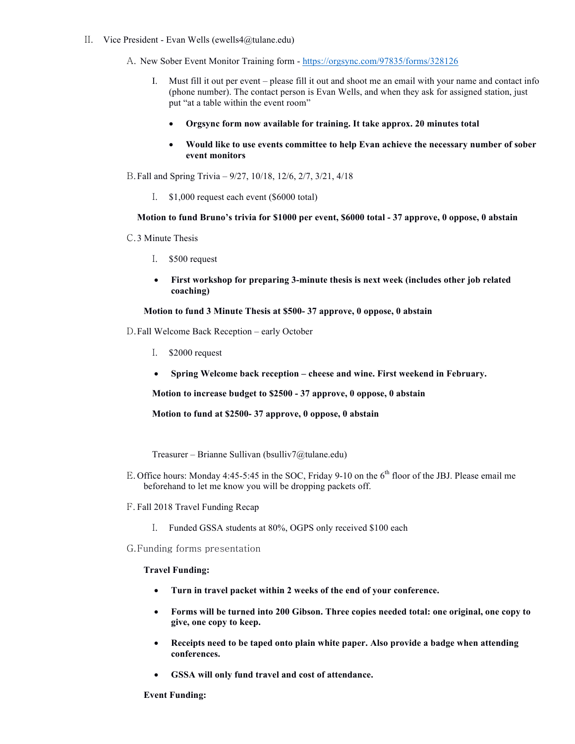II. Vice President - Evan Wells (ewells4@tulane.edu)

A. New Sober Event Monitor Training form - https://orgsync.com/97835/forms/328126

I. Must fill it out per event – please fill it out and shoot me an email with your name and contact info (phone number). The contact person is Evan Wells, and when they ask for assigned station, just put "at a table within the event room"

- **Orgsync form now available for training. It take approx. 20 minutes total**
- **Would like to use events committee to help Evan achieve the necessary number of sober event monitors**

B. Fall and Spring Trivia – 9/27, 10/18, 12/6, 2/7, 3/21, 4/18

I. $1,000 request each event ($6000 total)

**Motion to fund Bruno's trivia for $1000 per event, $6000 total - 37 approve, 0 oppose, 0 abstain**

C. 3 Minute Thesis

I. $500 request

- **First workshop for preparing 3-minute thesis is next week (includes other job related coaching)**

**Motion to fund 3 Minute Thesis at $500- 37 approve, 0 oppose, 0 abstain**

D. Fall Welcome Back Reception – early October

I. $2000 request

- **Spring Welcome back reception – cheese and wine. First weekend in February.**

**Motion to increase budget to $2500 - 37 approve, 0 oppose, 0 abstain**

**Motion to fund at $2500- 37 approve, 0 oppose, 0 abstain**

Treasurer – Brianne Sullivan (bsulliv7@tulane.edu)

E. Office hours: Monday 4:45-5:45 in the SOC, Friday 9-10 on the 6th floor of the JBJ. Please email me beforehand to let me know you will be dropping packets off.

F. Fall 2018 Travel Funding Recap

I. Funded GSSA students at 80%, OGPS only received $100 each

G. Funding forms presentation

**Travel Funding:**

- **Turn in travel packet within 2 weeks of the end of your conference.**
- **Forms will be turned into 200 Gibson. Three copies needed total: one original, one copy to give, one copy to keep.**
- **Receipts need to be taped onto plain white paper. Also provide a badge when attending conferences.**
- **GSSA will only fund travel and cost of attendance.**

**Event Funding:**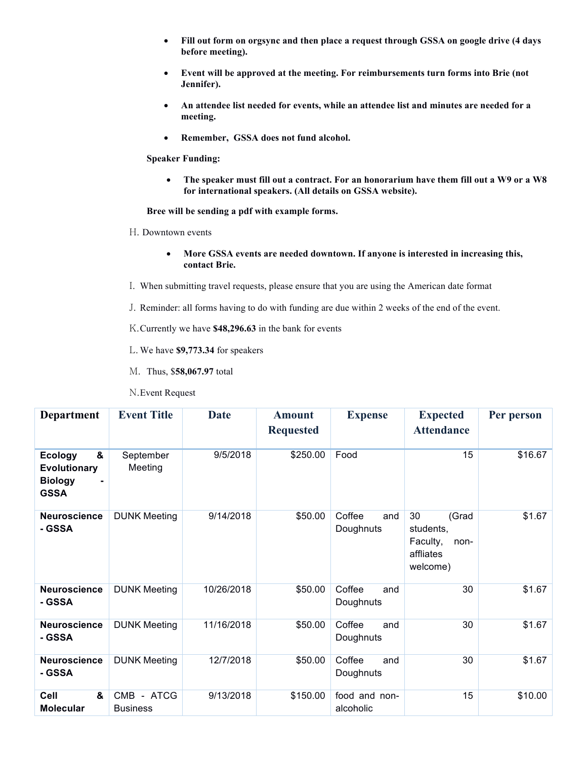- **Fill out form on orgsync and then place a request through GSSA on google drive (4 days before meeting).**
- **Event will be approved at the meeting. For reimbursements turn forms into Brie (not Jennifer).**
- **An attendee list needed for events, while an attendee list and minutes are needed for a meeting.**
- **Remember, GSSA does not fund alcohol.**

**Speaker Funding:**

- **The speaker must fill out a contract. For an honorarium have them fill out a W9 or a W8 for international speakers. (All details on GSSA website).**

**Bree will be sending a pdf with example forms.**

H. Downtown events

- **More GSSA events are needed downtown. If anyone is interested in increasing this, contact Brie.**

I. When submitting travel requests, please ensure that you are using the American date format

J. Reminder: all forms having to do with funding are due within 2 weeks of the end of the event.

K. Currently we have **$48,296.63** in the bank for events

L. We have **$9,773.34** for speakers

M. Thus, $**58,067.97** total

N. Event Request

| Department | Event Title | Date | Amount Requested | Expense | Expected Attendance | Per person |
|---|---|---|---|---|---|---|
| **Ecology & Evolutionary Biology - GSSA** | September Meeting | 9/5/2018 | $250.00 | Food | 15 | $16.67 |
| **Neuroscience - GSSA** | DUNK Meeting | 9/14/2018 | $50.00 | Coffee and Doughnuts | 30 (Grad students, Faculty, non-affliates welcome) | $1.67 |
| **Neuroscience - GSSA** | DUNK Meeting | 10/26/2018 | $50.00 | Coffee and Doughnuts | 30 | $1.67 |
| **Neuroscience - GSSA** | DUNK Meeting | 11/16/2018 | $50.00 | Coffee and Doughnuts | 30 | $1.67 |
| **Neuroscience - GSSA** | DUNK Meeting | 12/7/2018 | $50.00 | Coffee and Doughnuts | 30 | $1.67 |
| **Cell & Molecular** | CMB - ATCG Business | 9/13/2018 | $150.00 | food and non-alcoholic | 15 | $10.00 |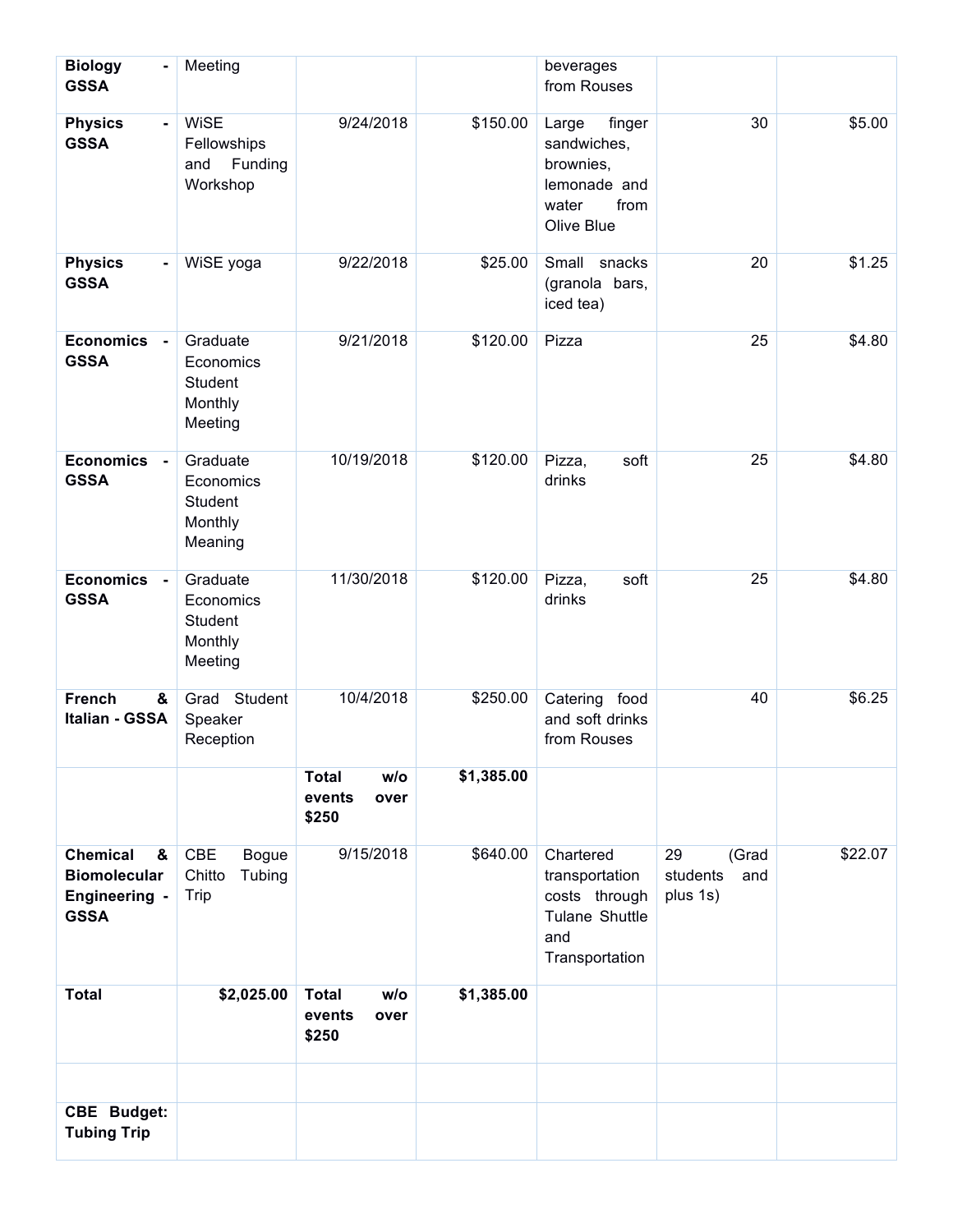| | | | | | | |
|---|---|---|---|---|---|---|
| **Biology - GSSA** | Meeting | | | beverages from Rouses | | |
| **Physics - GSSA** | WiSE Fellowships and Funding Workshop | 9/24/2018 | $150.00 | Large finger sandwiches, brownies, lemonade and water from Olive Blue | 30 | $5.00 |
| **Physics - GSSA** | WiSE yoga | 9/22/2018 | $25.00 | Small snacks (granola bars, iced tea) | 20 | $1.25 |
| **Economics - GSSA** | Graduate Economics Student Monthly Meeting | 9/21/2018 | $120.00 | Pizza | 25 | $4.80 |
| **Economics - GSSA** | Graduate Economics Student Monthly Meaning | 10/19/2018 | $120.00 | Pizza, soft drinks | 25 | $4.80 |
| **Economics - GSSA** | Graduate Economics Student Monthly Meeting | 11/30/2018 | $120.00 | Pizza, soft drinks | 25 | $4.80 |
| **French & Italian - GSSA** | Grad Student Speaker Reception | 10/4/2018 | $250.00 | Catering food and soft drinks from Rouses | 40 | $6.25 |
| | | **Total w/o events over $250** | **$1,385.00** | | | |
| **Chemical & Biomolecular Engineering - GSSA** | CBE Bogue Chitto Tubing Trip | 9/15/2018 | $640.00 | Chartered transportation costs through Tulane Shuttle and Transportation | 29 (Grad students and plus 1s) | $22.07 |
| **Total** | **$2,025.00** | **Total w/o events over $250** | **$1,385.00** | | | |
| | | | | | | |
| **CBE Budget: Tubing Trip** | | | | | | |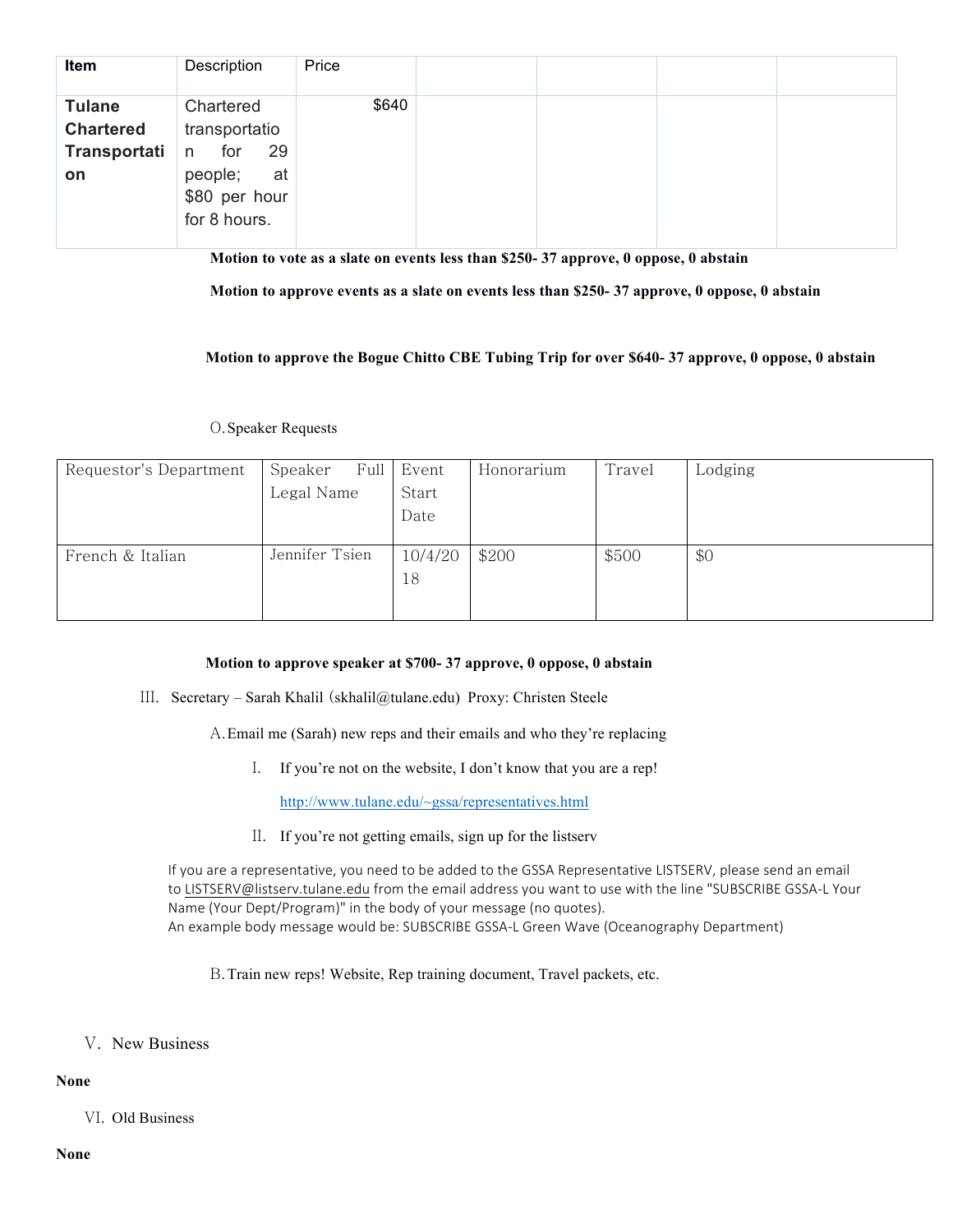| Item | Description | Price | | | | |
|---|---|---|---|---|---|---|
| **Tulane Chartered Transportation** | Chartered transportation for 29 people; at $80 per hour for 8 hours. | $640 | | | | |

**Motion to vote as a slate on events less than $250- 37 approve, 0 oppose, 0 abstain**

**Motion to approve events as a slate on events less than $250- 37 approve, 0 oppose, 0 abstain**

**Motion to approve the Bogue Chitto CBE Tubing Trip for over $640- 37 approve, 0 oppose, 0 abstain**

O. Speaker Requests

| Requestor's Department | Speaker Full Legal Name | Event Start Date | Honorarium | Travel | Lodging |
|---|---|---|---|---|---|
| French & Italian | Jennifer Tsien | 10/4/2018 | $200 | $500 | $0 |

**Motion to approve speaker at $700- 37 approve, 0 oppose, 0 abstain**

III. Secretary – Sarah Khalil (skhalil@tulane.edu) Proxy: Christen Steele

A. Email me (Sarah) new reps and their emails and who they're replacing

I. If you're not on the website, I don't know that you are a rep!

http://www.tulane.edu/~gssa/representatives.html

II. If you're not getting emails, sign up for the listserv

If you are a representative, you need to be added to the GSSA Representative LISTSERV, please send an email to LISTSERV@listserv.tulane.edu from the email address you want to use with the line "SUBSCRIBE GSSA-L Your Name (Your Dept/Program)" in the body of your message (no quotes).
An example body message would be: SUBSCRIBE GSSA-L Green Wave (Oceanography Department)

B. Train new reps! Website, Rep training document, Travel packets, etc.

V. New Business

**None**

VI. Old Business

**None**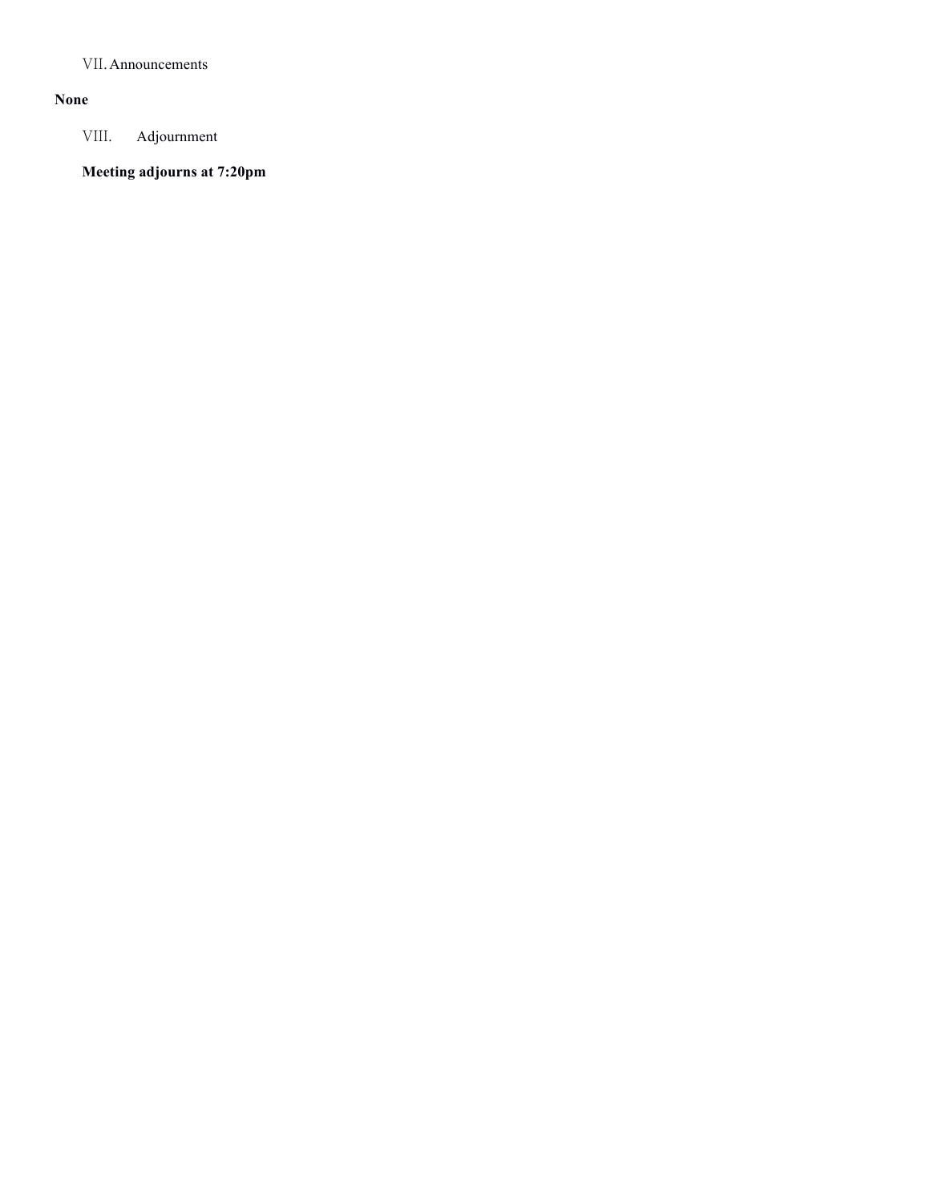VII. Announcements

**None**

VIII. Adjournment

**Meeting adjourns at 7:20pm**